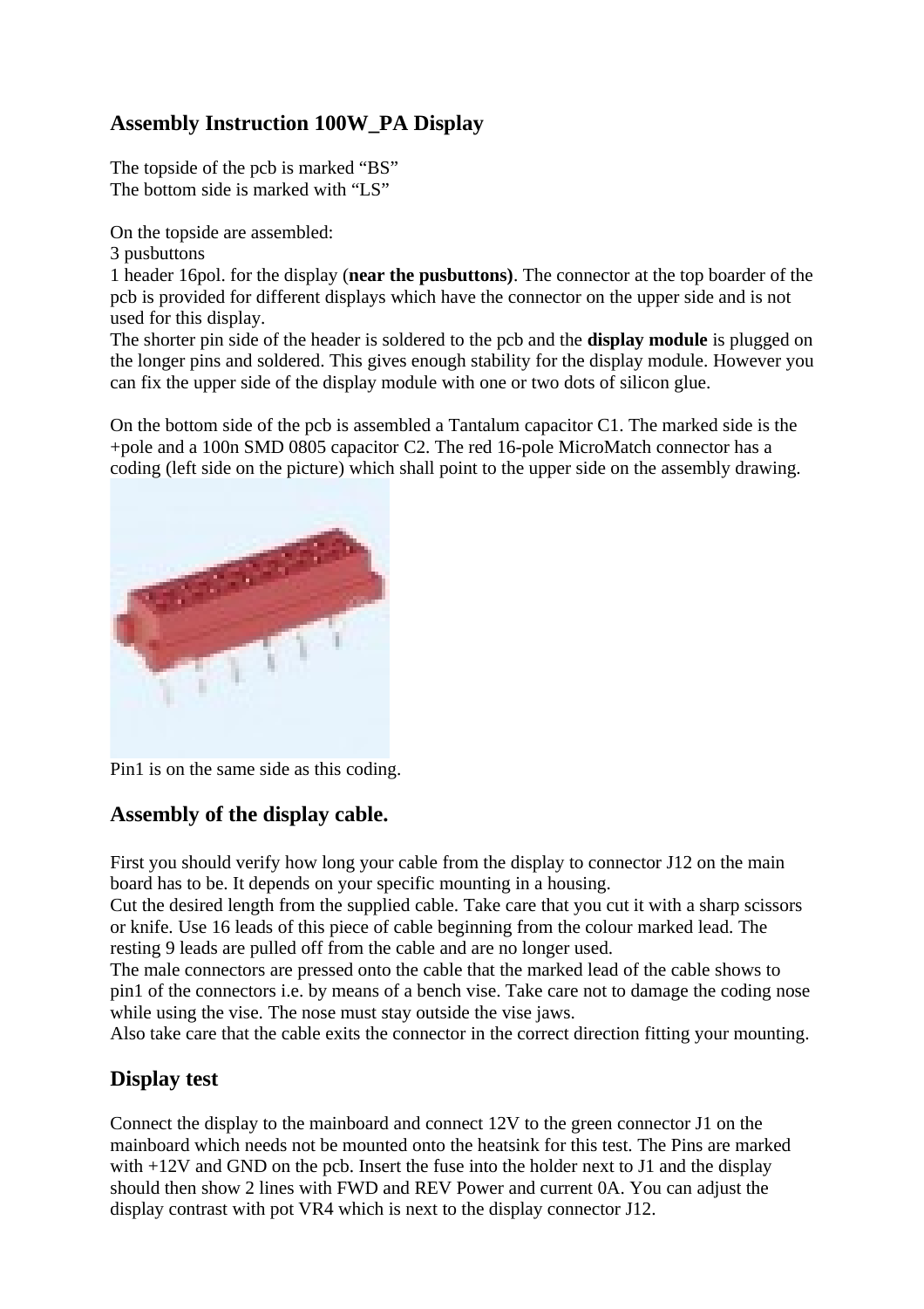## Assembly Instruction 100W_PA Display

The topside of the pcb is marked “BS”
The bottom side is marked with “LS”

On the topside are assembled:
3 pusbuttons
1 header 16pol. for the display (**near the pusbuttons)**. The connector at the top boarder of the pcb is provided for different displays which have the connector on the upper side and is not used for this display.
The shorter pin side of the header is soldered to the pcb and the **display module** is plugged on the longer pins and soldered. This gives enough stability for the display module. However you can fix the upper side of the display module with one or two dots of silicon glue.

On the bottom side of the pcb is assembled a Tantalum capacitor C1. The marked side is the +pole and a 100n SMD 0805 capacitor C2. The red 16-pole MicroMatch connector has a coding (left side on the picture) which shall point to the upper side on the assembly drawing.

Pin1 is on the same side as this coding.

## Assembly of the display cable.

First you should verify how long your cable from the display to connector J12 on the main board has to be. It depends on your specific mounting in a housing.
Cut the desired length from the supplied cable. Take care that you cut it with a sharp scissors or knife. Use 16 leads of this piece of cable beginning from the colour marked lead. The resting 9 leads are pulled off from the cable and are no longer used.
The male connectors are pressed onto the cable that the marked lead of the cable shows to pin1 of the connectors i.e. by means of a bench vise. Take care not to damage the coding nose while using the vise. The nose must stay outside the vise jaws.
Also take care that the cable exits the connector in the correct direction fitting your mounting.

## Display test

Connect the display to the mainboard and connect 12V to the green connector J1 on the mainboard which needs not be mounted onto the heatsink for this test. The Pins are marked with +12V and GND on the pcb. Insert the fuse into the holder next to J1 and the display should then show 2 lines with FWD and REV Power and current 0A. You can adjust the display contrast with pot VR4 which is next to the display connector J12.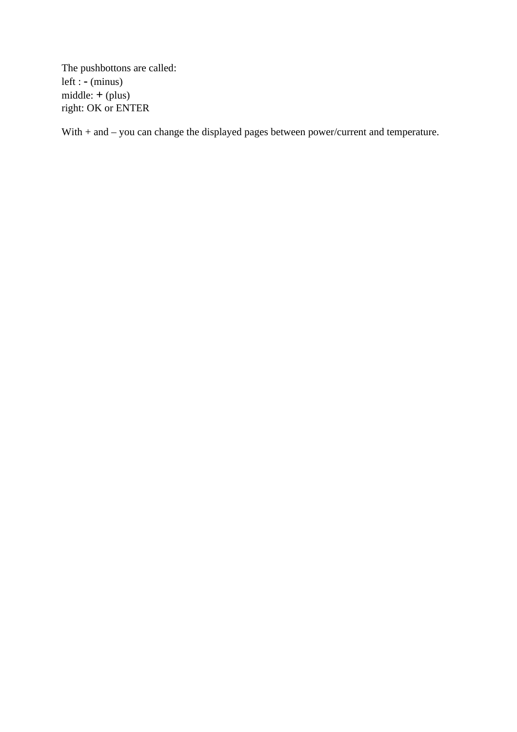The pushbottons are called:
left : - (minus)
middle: + (plus)
right: OK or ENTER

With + and – you can change the displayed pages between power/current and temperature.